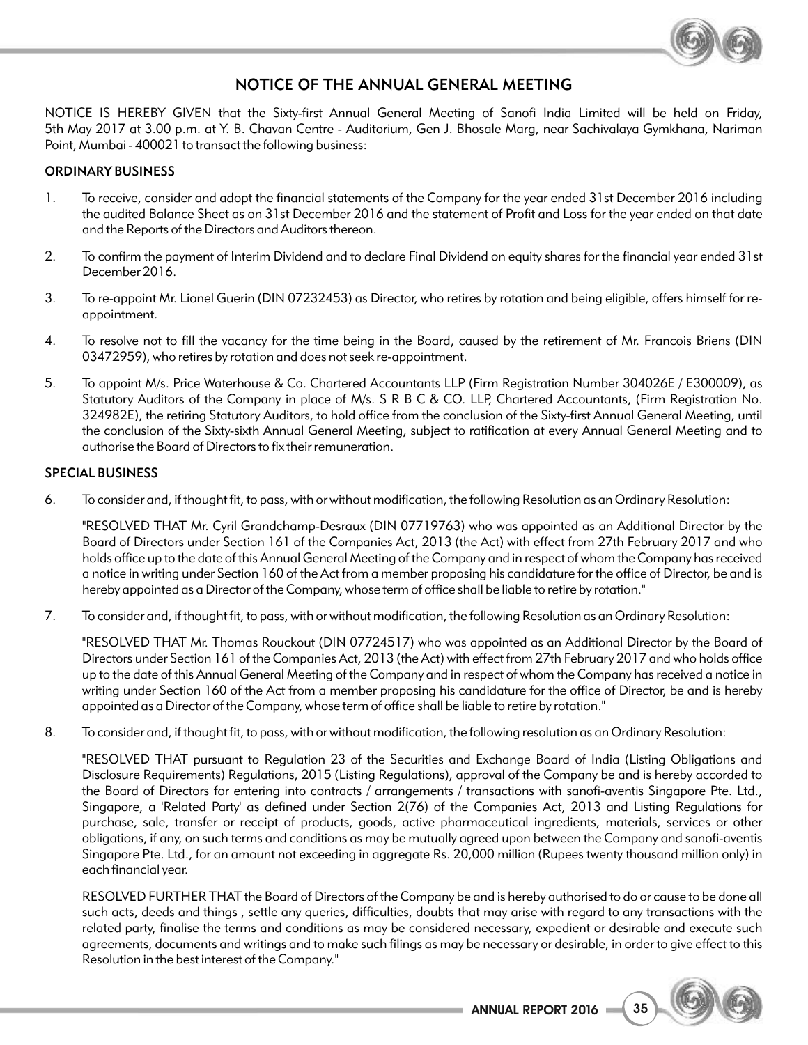# NOTICE OF THE ANNUAL GENERAL MEETING

NOTICE IS HEREBY GIVEN that the Sixty-first Annual General Meeting of Sanofi India Limited will be held on Friday, 5th May 2017 at 3.00 p.m. at Y. B. Chavan Centre - Auditorium, Gen J. Bhosale Marg, near Sachivalaya Gymkhana, Nariman Point, Mumbai - 400021 to transact the following business:

## ORDINARY BUSINESS

1. To receive, consider and adopt the financial statements of the Company for the year ended 31st December 2016 including the audited Balance Sheet as on 31st December 2016 and the statement of Profit and Loss for the year ended on that date and the Reports of the Directors and Auditors thereon.

2. To confirm the payment of Interim Dividend and to declare Final Dividend on equity shares for the financial year ended 31st December 2016.

3. To re-appoint Mr. Lionel Guerin (DIN 07232453) as Director, who retires by rotation and being eligible, offers himself for re-appointment.

4. To resolve not to fill the vacancy for the time being in the Board, caused by the retirement of Mr. Francois Briens (DIN 03472959), who retires by rotation and does not seek re-appointment.

5. To appoint M/s. Price Waterhouse & Co. Chartered Accountants LLP (Firm Registration Number 304026E / E300009), as Statutory Auditors of the Company in place of M/s. S R B C & CO. LLP, Chartered Accountants, (Firm Registration No. 324982E), the retiring Statutory Auditors, to hold office from the conclusion of the Sixty-first Annual General Meeting, until the conclusion of the Sixty-sixth Annual General Meeting, subject to ratification at every Annual General Meeting and to authorise the Board of Directors to fix their remuneration.

## SPECIAL BUSINESS

6. To consider and, if thought fit, to pass, with or without modification, the following Resolution as an Ordinary Resolution:

   "RESOLVED THAT Mr. Cyril Grandchamp-Desraux (DIN 07719763) who was appointed as an Additional Director by the Board of Directors under Section 161 of the Companies Act, 2013 (the Act) with effect from 27th February 2017 and who holds office up to the date of this Annual General Meeting of the Company and in respect of whom the Company has received a notice in writing under Section 160 of the Act from a member proposing his candidature for the office of Director, be and is hereby appointed as a Director of the Company, whose term of office shall be liable to retire by rotation."

7. To consider and, if thought fit, to pass, with or without modification, the following Resolution as an Ordinary Resolution:

   "RESOLVED THAT Mr. Thomas Rouckout (DIN 07724517) who was appointed as an Additional Director by the Board of Directors under Section 161 of the Companies Act, 2013 (the Act) with effect from 27th February 2017 and who holds office up to the date of this Annual General Meeting of the Company and in respect of whom the Company has received a notice in writing under Section 160 of the Act from a member proposing his candidature for the office of Director, be and is hereby appointed as a Director of the Company, whose term of office shall be liable to retire by rotation."

8. To consider and, if thought fit, to pass, with or without modification, the following resolution as an Ordinary Resolution:

   "RESOLVED THAT pursuant to Regulation 23 of the Securities and Exchange Board of India (Listing Obligations and Disclosure Requirements) Regulations, 2015 (Listing Regulations), approval of the Company be and is hereby accorded to the Board of Directors for entering into contracts / arrangements / transactions with sanofi-aventis Singapore Pte. Ltd., Singapore, a 'Related Party' as defined under Section 2(76) of the Companies Act, 2013 and Listing Regulations for purchase, sale, transfer or receipt of products, goods, active pharmaceutical ingredients, materials, services or other obligations, if any, on such terms and conditions as may be mutually agreed upon between the Company and sanofi-aventis Singapore Pte. Ltd., for an amount not exceeding in aggregate Rs. 20,000 million (Rupees twenty thousand million only) in each financial year.

   RESOLVED FURTHER THAT the Board of Directors of the Company be and is hereby authorised to do or cause to be done all such acts, deeds and things , settle any queries, difficulties, doubts that may arise with regard to any transactions with the related party, finalise the terms and conditions as may be considered necessary, expedient or desirable and execute such agreements, documents and writings and to make such filings as may be necessary or desirable, in order to give effect to this Resolution in the best interest of the Company."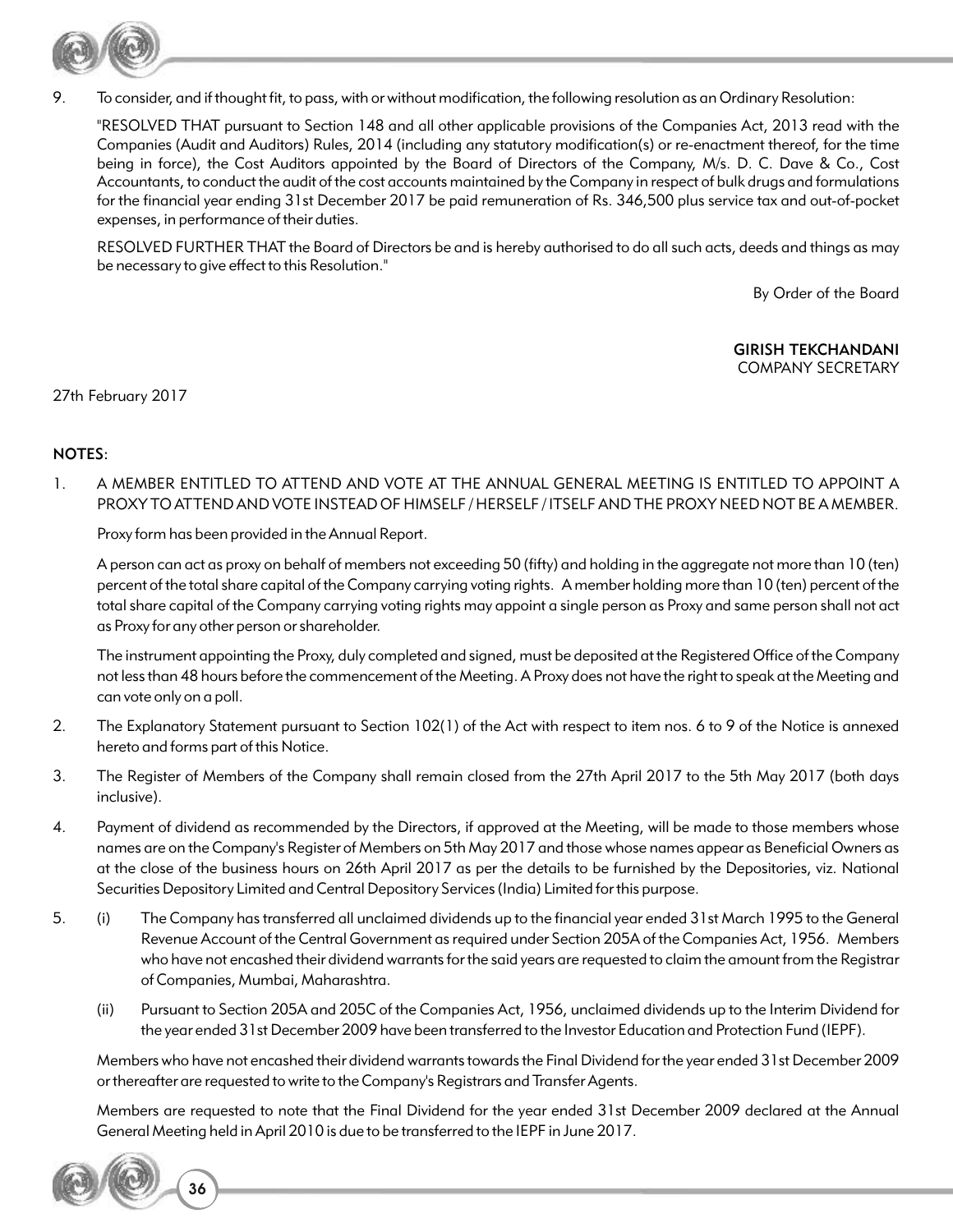9. To consider, and if thought fit, to pass, with or without modification, the following resolution as an Ordinary Resolution:

   "RESOLVED THAT pursuant to Section 148 and all other applicable provisions of the Companies Act, 2013 read with the Companies (Audit and Auditors) Rules, 2014 (including any statutory modification(s) or re-enactment thereof, for the time being in force), the Cost Auditors appointed by the Board of Directors of the Company, M/s. D. C. Dave & Co., Cost Accountants, to conduct the audit of the cost accounts maintained by the Company in respect of bulk drugs and formulations for the financial year ending 31st December 2017 be paid remuneration of Rs. 346,500 plus service tax and out-of-pocket expenses, in performance of their duties.

   RESOLVED FURTHER THAT the Board of Directors be and is hereby authorised to do all such acts, deeds and things as may be necessary to give effect to this Resolution."

By Order of the Board

**GIRISH TEKCHANDANI**
COMPANY SECRETARY

27th February 2017

**NOTES:**

1. A MEMBER ENTITLED TO ATTEND AND VOTE AT THE ANNUAL GENERAL MEETING IS ENTITLED TO APPOINT A PROXY TO ATTEND AND VOTE INSTEAD OF HIMSELF / HERSELF / ITSELF AND THE PROXY NEED NOT BE A MEMBER.

   Proxy form has been provided in the Annual Report.

   A person can act as proxy on behalf of members not exceeding 50 (fifty) and holding in the aggregate not more than 10 (ten) percent of the total share capital of the Company carrying voting rights. A member holding more than 10 (ten) percent of the total share capital of the Company carrying voting rights may appoint a single person as Proxy and same person shall not act as Proxy for any other person or shareholder.

   The instrument appointing the Proxy, duly completed and signed, must be deposited at the Registered Office of the Company not less than 48 hours before the commencement of the Meeting. A Proxy does not have the right to speak at the Meeting and can vote only on a poll.

2. The Explanatory Statement pursuant to Section 102(1) of the Act with respect to item nos. 6 to 9 of the Notice is annexed hereto and forms part of this Notice.

3. The Register of Members of the Company shall remain closed from the 27th April 2017 to the 5th May 2017 (both days inclusive).

4. Payment of dividend as recommended by the Directors, if approved at the Meeting, will be made to those members whose names are on the Company's Register of Members on 5th May 2017 and those whose names appear as Beneficial Owners as at the close of the business hours on 26th April 2017 as per the details to be furnished by the Depositories, viz. National Securities Depository Limited and Central Depository Services (India) Limited for this purpose.

5. (i) The Company has transferred all unclaimed dividends up to the financial year ended 31st March 1995 to the General Revenue Account of the Central Government as required under Section 205A of the Companies Act, 1956. Members who have not encashed their dividend warrants for the said years are requested to claim the amount from the Registrar of Companies, Mumbai, Maharashtra.

   (ii) Pursuant to Section 205A and 205C of the Companies Act, 1956, unclaimed dividends up to the Interim Dividend for the year ended 31st December 2009 have been transferred to the Investor Education and Protection Fund (IEPF).

   Members who have not encashed their dividend warrants towards the Final Dividend for the year ended 31st December 2009 or thereafter are requested to write to the Company's Registrars and Transfer Agents.

   Members are requested to note that the Final Dividend for the year ended 31st December 2009 declared at the Annual General Meeting held in April 2010 is due to be transferred to the IEPF in June 2017.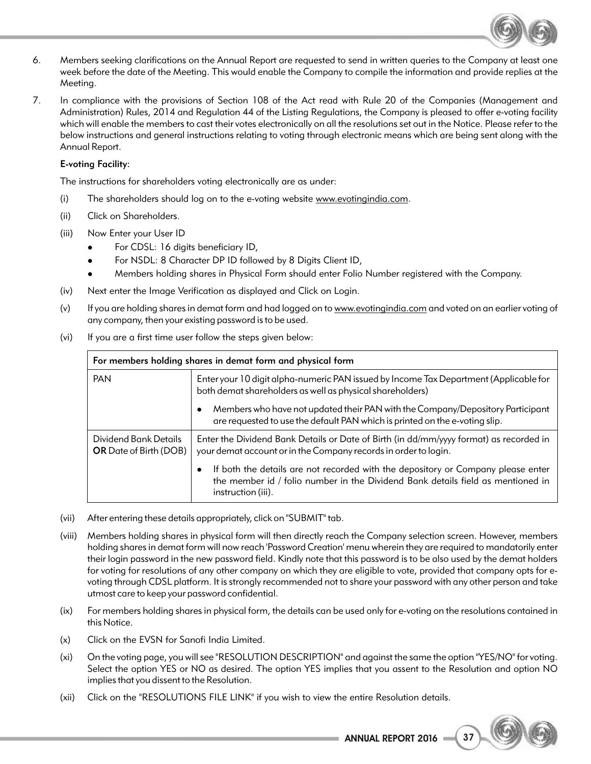6. Members seeking clarifications on the Annual Report are requested to send in written queries to the Company at least one week before the date of the Meeting. This would enable the Company to compile the information and provide replies at the Meeting.

7. In compliance with the provisions of Section 108 of the Act read with Rule 20 of the Companies (Management and Administration) Rules, 2014 and Regulation 44 of the Listing Regulations, the Company is pleased to offer e-voting facility which will enable the members to cast their votes electronically on all the resolutions set out in the Notice. Please refer to the below instructions and general instructions relating to voting through electronic means which are being sent along with the Annual Report.

**E-voting Facility:**

The instructions for shareholders voting electronically are as under:

(i) The shareholders should log on to the e-voting website www.evotingindia.com.

(ii) Click on Shareholders.

(iii) Now Enter your User ID
- For CDSL: 16 digits beneficiary ID,
- For NSDL: 8 Character DP ID followed by 8 Digits Client ID,
- Members holding shares in Physical Form should enter Folio Number registered with the Company.

(iv) Next enter the Image Verification as displayed and Click on Login.

(v) If you are holding shares in demat form and had logged on to www.evotingindia.com and voted on an earlier voting of any company, then your existing password is to be used.

(vi) If you are a first time user follow the steps given below:

| For members holding shares in demat form and physical form | |
|---|---|
| PAN | Enter your 10 digit alpha-numeric PAN issued by Income Tax Department (Applicable for both demat shareholders as well as physical shareholders)<br>• Members who have not updated their PAN with the Company/Depository Participant are requested to use the default PAN which is printed on the e-voting slip. |
| Dividend Bank Details **OR** Date of Birth (DOB) | Enter the Dividend Bank Details or Date of Birth (in dd/mm/yyyy format) as recorded in your demat account or in the Company records in order to login.<br>• If both the details are not recorded with the depository or Company please enter the member id / folio number in the Dividend Bank details field as mentioned in instruction (iii). |

(vii) After entering these details appropriately, click on "SUBMIT" tab.

(viii) Members holding shares in physical form will then directly reach the Company selection screen. However, members holding shares in demat form will now reach 'Password Creation' menu wherein they are required to mandatorily enter their login password in the new password field. Kindly note that this password is to be also used by the demat holders for voting for resolutions of any other company on which they are eligible to vote, provided that company opts for e-voting through CDSL platform. It is strongly recommended not to share your password with any other person and take utmost care to keep your password confidential.

(ix) For members holding shares in physical form, the details can be used only for e-voting on the resolutions contained in this Notice.

(x) Click on the EVSN for Sanofi India Limited.

(xi) On the voting page, you will see "RESOLUTION DESCRIPTION" and against the same the option "YES/NO" for voting. Select the option YES or NO as desired. The option YES implies that you assent to the Resolution and option NO implies that you dissent to the Resolution.

(xii) Click on the "RESOLUTIONS FILE LINK" if you wish to view the entire Resolution details.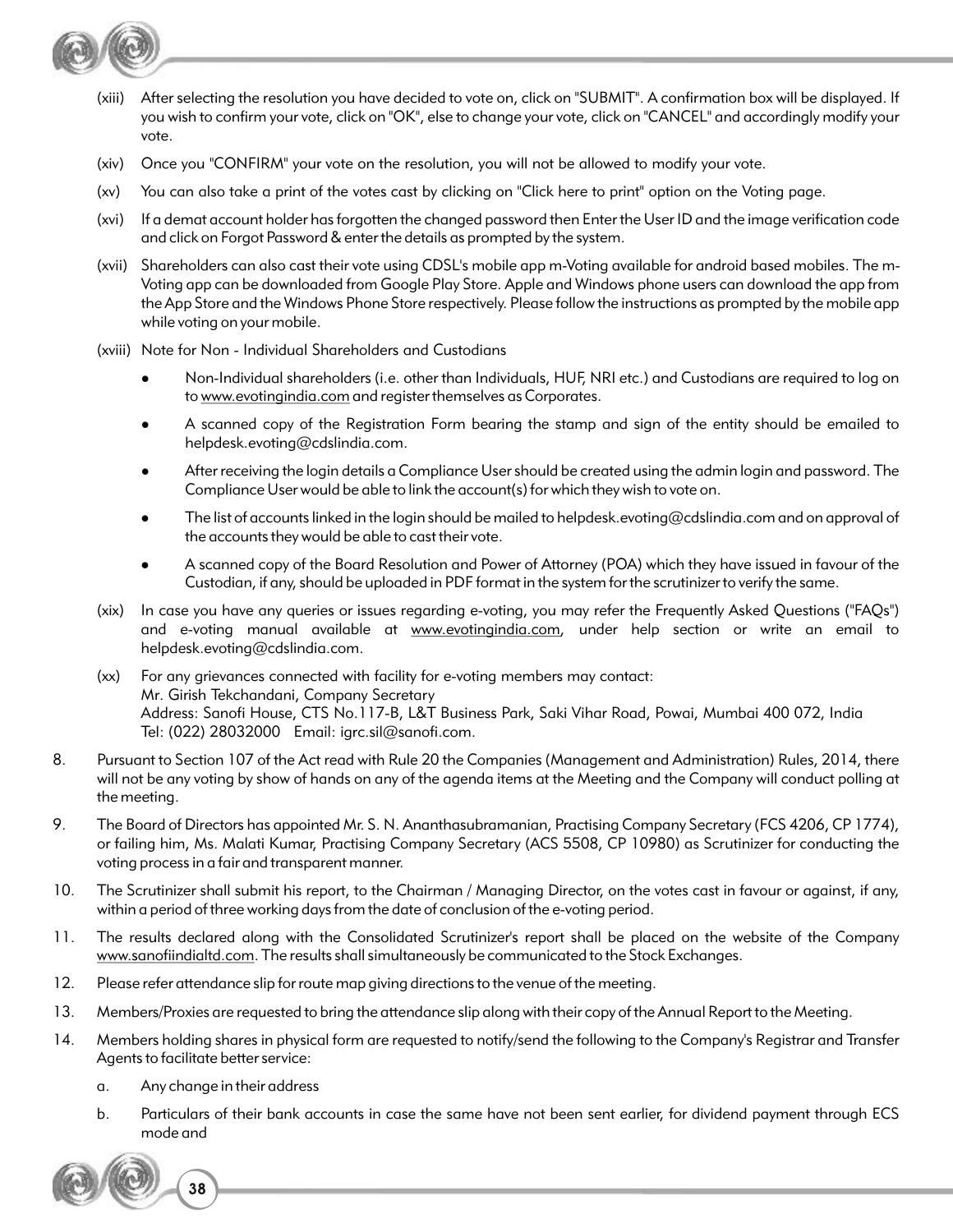(xiii) After selecting the resolution you have decided to vote on, click on "SUBMIT". A confirmation box will be displayed. If you wish to confirm your vote, click on "OK", else to change your vote, click on "CANCEL" and accordingly modify your vote.

(xiv) Once you "CONFIRM" your vote on the resolution, you will not be allowed to modify your vote.

(xv) You can also take a print of the votes cast by clicking on "Click here to print" option on the Voting page.

(xvi) If a demat account holder has forgotten the changed password then Enter the User ID and the image verification code and click on Forgot Password & enter the details as prompted by the system.

(xvii) Shareholders can also cast their vote using CDSL's mobile app m-Voting available for android based mobiles. The m-Voting app can be downloaded from Google Play Store. Apple and Windows phone users can download the app from the App Store and the Windows Phone Store respectively. Please follow the instructions as prompted by the mobile app while voting on your mobile.

(xviii) Note for Non - Individual Shareholders and Custodians

- Non-Individual shareholders (i.e. other than Individuals, HUF, NRI etc.) and Custodians are required to log on to www.evotingindia.com and register themselves as Corporates.
- A scanned copy of the Registration Form bearing the stamp and sign of the entity should be emailed to helpdesk.evoting@cdslindia.com.
- After receiving the login details a Compliance User should be created using the admin login and password. The Compliance User would be able to link the account(s) for which they wish to vote on.
- The list of accounts linked in the login should be mailed to helpdesk.evoting@cdslindia.com and on approval of the accounts they would be able to cast their vote.
- A scanned copy of the Board Resolution and Power of Attorney (POA) which they have issued in favour of the Custodian, if any, should be uploaded in PDF format in the system for the scrutinizer to verify the same.

(xix) In case you have any queries or issues regarding e-voting, you may refer the Frequently Asked Questions ("FAQs") and e-voting manual available at www.evotingindia.com, under help section or write an email to helpdesk.evoting@cdslindia.com.

(xx) For any grievances connected with facility for e-voting members may contact:
Mr. Girish Tekchandani, Company Secretary
Address: Sanofi House, CTS No.117-B, L&T Business Park, Saki Vihar Road, Powai, Mumbai 400 072, India
Tel: (022) 28032000 Email: igrc.sil@sanofi.com.

8. Pursuant to Section 107 of the Act read with Rule 20 the Companies (Management and Administration) Rules, 2014, there will not be any voting by show of hands on any of the agenda items at the Meeting and the Company will conduct polling at the meeting.

9. The Board of Directors has appointed Mr. S. N. Ananthasubramanian, Practising Company Secretary (FCS 4206, CP 1774), or failing him, Ms. Malati Kumar, Practising Company Secretary (ACS 5508, CP 10980) as Scrutinizer for conducting the voting process in a fair and transparent manner.

10. The Scrutinizer shall submit his report, to the Chairman / Managing Director, on the votes cast in favour or against, if any, within a period of three working days from the date of conclusion of the e-voting period.

11. The results declared along with the Consolidated Scrutinizer's report shall be placed on the website of the Company www.sanofiindialtd.com. The results shall simultaneously be communicated to the Stock Exchanges.

12. Please refer attendance slip for route map giving directions to the venue of the meeting.

13. Members/Proxies are requested to bring the attendance slip along with their copy of the Annual Report to the Meeting.

14. Members holding shares in physical form are requested to notify/send the following to the Company's Registrar and Transfer Agents to facilitate better service:

    a. Any change in their address

    b. Particulars of their bank accounts in case the same have not been sent earlier, for dividend payment through ECS mode and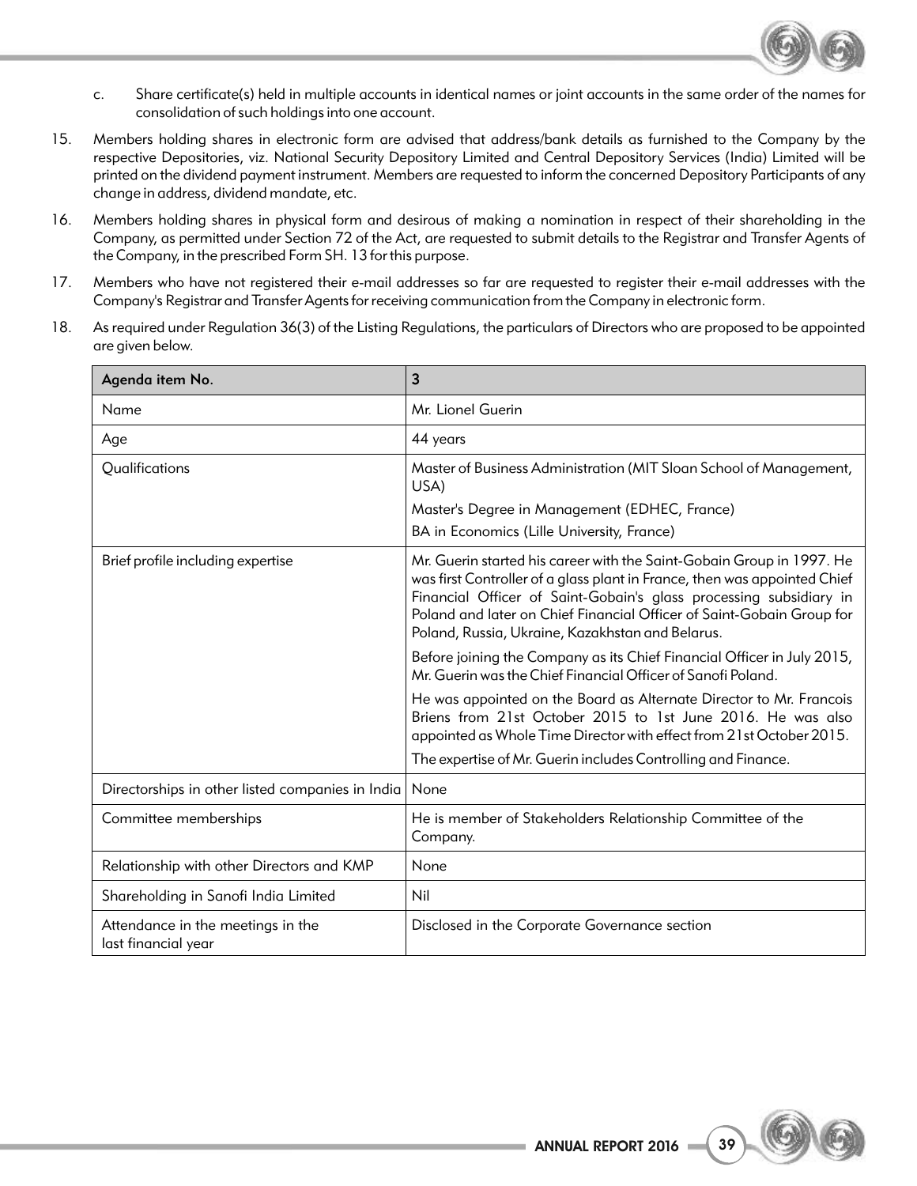c. Share certificate(s) held in multiple accounts in identical names or joint accounts in the same order of the names for consolidation of such holdings into one account.

15. Members holding shares in electronic form are advised that address/bank details as furnished to the Company by the respective Depositories, viz. National Security Depository Limited and Central Depository Services (India) Limited will be printed on the dividend payment instrument. Members are requested to inform the concerned Depository Participants of any change in address, dividend mandate, etc.

16. Members holding shares in physical form and desirous of making a nomination in respect of their shareholding in the Company, as permitted under Section 72 of the Act, are requested to submit details to the Registrar and Transfer Agents of the Company, in the prescribed Form SH. 13 for this purpose.

17. Members who have not registered their e-mail addresses so far are requested to register their e-mail addresses with the Company's Registrar and Transfer Agents for receiving communication from the Company in electronic form.

18. As required under Regulation 36(3) of the Listing Regulations, the particulars of Directors who are proposed to be appointed are given below.

| Agenda item No. | 3 |
|---|---|
| Name | Mr. Lionel Guerin |
| Age | 44 years |
| Qualifications | Master of Business Administration (MIT Sloan School of Management, USA)<br>Master's Degree in Management (EDHEC, France)<br>BA in Economics (Lille University, France) |
| Brief profile including expertise | Mr. Guerin started his career with the Saint-Gobain Group in 1997. He was first Controller of a glass plant in France, then was appointed Chief Financial Officer of Saint-Gobain's glass processing subsidiary in Poland and later on Chief Financial Officer of Saint-Gobain Group for Poland, Russia, Ukraine, Kazakhstan and Belarus.<br>Before joining the Company as its Chief Financial Officer in July 2015, Mr. Guerin was the Chief Financial Officer of Sanofi Poland.<br>He was appointed on the Board as Alternate Director to Mr. Francois Briens from 21st October 2015 to 1st June 2016. He was also appointed as Whole Time Director with effect from 21st October 2015.<br>The expertise of Mr. Guerin includes Controlling and Finance. |
| Directorships in other listed companies in India | None |
| Committee memberships | He is member of Stakeholders Relationship Committee of the Company. |
| Relationship with other Directors and KMP | None |
| Shareholding in Sanofi India Limited | Nil |
| Attendance in the meetings in the last financial year | Disclosed in the Corporate Governance section |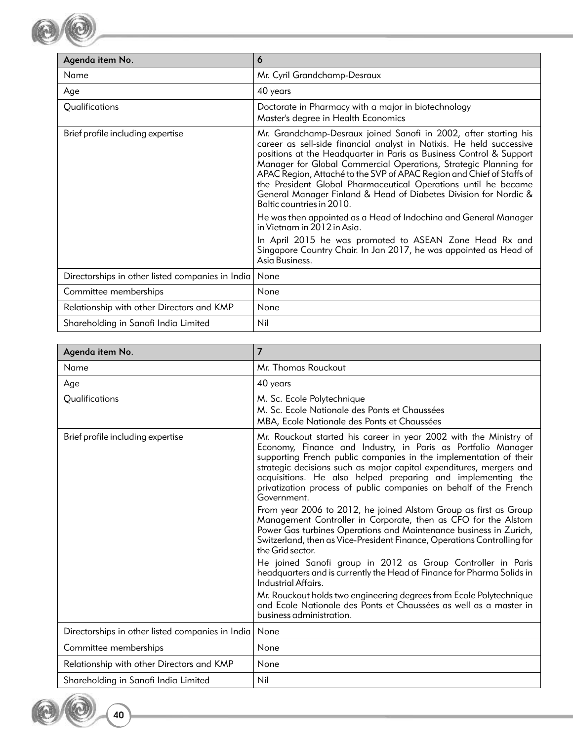| Agenda item No. | 6 |
|---|---|
| Name | Mr. Cyril Grandchamp-Desraux |
| Age | 40 years |
| Qualifications | Doctorate in Pharmacy with a major in biotechnology<br>Master's degree in Health Economics |
| Brief profile including expertise | Mr. Grandchamp-Desraux joined Sanofi in 2002, after starting his career as sell-side financial analyst in Natixis. He held successive positions at the Headquarter in Paris as Business Control & Support Manager for Global Commercial Operations, Strategic Planning for APAC Region, Attaché to the SVP of APAC Region and Chief of Staffs of the President Global Pharmaceutical Operations until he became General Manager Finland & Head of Diabetes Division for Nordic & Baltic countries in 2010.<br>He was then appointed as a Head of Indochina and General Manager in Vietnam in 2012 in Asia.<br>In April 2015 he was promoted to ASEAN Zone Head Rx and Singapore Country Chair. In Jan 2017, he was appointed as Head of Asia Business. |
| Directorships in other listed companies in India | None |
| Committee memberships | None |
| Relationship with other Directors and KMP | None |
| Shareholding in Sanofi India Limited | Nil |

| Agenda item No. | 7 |
|---|---|
| Name | Mr. Thomas Rouckout |
| Age | 40 years |
| Qualifications | M. Sc. Ecole Polytechnique<br>M. Sc. Ecole Nationale des Ponts et Chaussées<br>MBA, Ecole Nationale des Ponts et Chaussées |
| Brief profile including expertise | Mr. Rouckout started his career in year 2002 with the Ministry of Economy, Finance and Industry, in Paris as Portfolio Manager supporting French public companies in the implementation of their strategic decisions such as major capital expenditures, mergers and acquisitions. He also helped preparing and implementing the privatization process of public companies on behalf of the French Government.<br>From year 2006 to 2012, he joined Alstom Group as first as Group Management Controller in Corporate, then as CFO for the Alstom Power Gas turbines Operations and Maintenance business in Zurich, Switzerland, then as Vice-President Finance, Operations Controlling for the Grid sector.<br>He joined Sanofi group in 2012 as Group Controller in Paris headquarters and is currently the Head of Finance for Pharma Solids in Industrial Affairs.<br>Mr. Rouckout holds two engineering degrees from Ecole Polytechnique and Ecole Nationale des Ponts et Chaussées as well as a master in business administration. |
| Directorships in other listed companies in India | None |
| Committee memberships | None |
| Relationship with other Directors and KMP | None |
| Shareholding in Sanofi India Limited | Nil |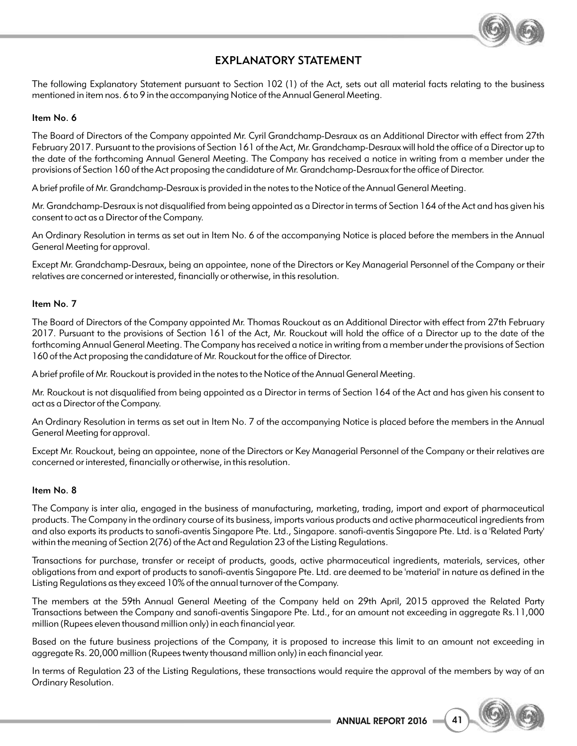# EXPLANATORY STATEMENT

The following Explanatory Statement pursuant to Section 102 (1) of the Act, sets out all material facts relating to the business mentioned in item nos. 6 to 9 in the accompanying Notice of the Annual General Meeting.

**Item No. 6**

The Board of Directors of the Company appointed Mr. Cyril Grandchamp-Desraux as an Additional Director with effect from 27th February 2017. Pursuant to the provisions of Section 161 of the Act, Mr. Grandchamp-Desraux will hold the office of a Director up to the date of the forthcoming Annual General Meeting. The Company has received a notice in writing from a member under the provisions of Section 160 of the Act proposing the candidature of Mr. Grandchamp-Desraux for the office of Director.

A brief profile of Mr. Grandchamp-Desraux is provided in the notes to the Notice of the Annual General Meeting.

Mr. Grandchamp-Desraux is not disqualified from being appointed as a Director in terms of Section 164 of the Act and has given his consent to act as a Director of the Company.

An Ordinary Resolution in terms as set out in Item No. 6 of the accompanying Notice is placed before the members in the Annual General Meeting for approval.

Except Mr. Grandchamp-Desraux, being an appointee, none of the Directors or Key Managerial Personnel of the Company or their relatives are concerned or interested, financially or otherwise, in this resolution.

**Item No. 7**

The Board of Directors of the Company appointed Mr. Thomas Rouckout as an Additional Director with effect from 27th February 2017. Pursuant to the provisions of Section 161 of the Act, Mr. Rouckout will hold the office of a Director up to the date of the forthcoming Annual General Meeting. The Company has received a notice in writing from a member under the provisions of Section 160 of the Act proposing the candidature of Mr. Rouckout for the office of Director.

A brief profile of Mr. Rouckout is provided in the notes to the Notice of the Annual General Meeting.

Mr. Rouckout is not disqualified from being appointed as a Director in terms of Section 164 of the Act and has given his consent to act as a Director of the Company.

An Ordinary Resolution in terms as set out in Item No. 7 of the accompanying Notice is placed before the members in the Annual General Meeting for approval.

Except Mr. Rouckout, being an appointee, none of the Directors or Key Managerial Personnel of the Company or their relatives are concerned or interested, financially or otherwise, in this resolution.

**Item No. 8**

The Company is inter alia, engaged in the business of manufacturing, marketing, trading, import and export of pharmaceutical products. The Company in the ordinary course of its business, imports various products and active pharmaceutical ingredients from and also exports its products to sanofi-aventis Singapore Pte. Ltd., Singapore. sanofi-aventis Singapore Pte. Ltd. is a 'Related Party' within the meaning of Section 2(76) of the Act and Regulation 23 of the Listing Regulations.

Transactions for purchase, transfer or receipt of products, goods, active pharmaceutical ingredients, materials, services, other obligations from and export of products to sanofi-aventis Singapore Pte. Ltd. are deemed to be 'material' in nature as defined in the Listing Regulations as they exceed 10% of the annual turnover of the Company.

The members at the 59th Annual General Meeting of the Company held on 29th April, 2015 approved the Related Party Transactions between the Company and sanofi-aventis Singapore Pte. Ltd., for an amount not exceeding in aggregate Rs.11,000 million (Rupees eleven thousand million only) in each financial year.

Based on the future business projections of the Company, it is proposed to increase this limit to an amount not exceeding in aggregate Rs. 20,000 million (Rupees twenty thousand million only) in each financial year.

In terms of Regulation 23 of the Listing Regulations, these transactions would require the approval of the members by way of an Ordinary Resolution.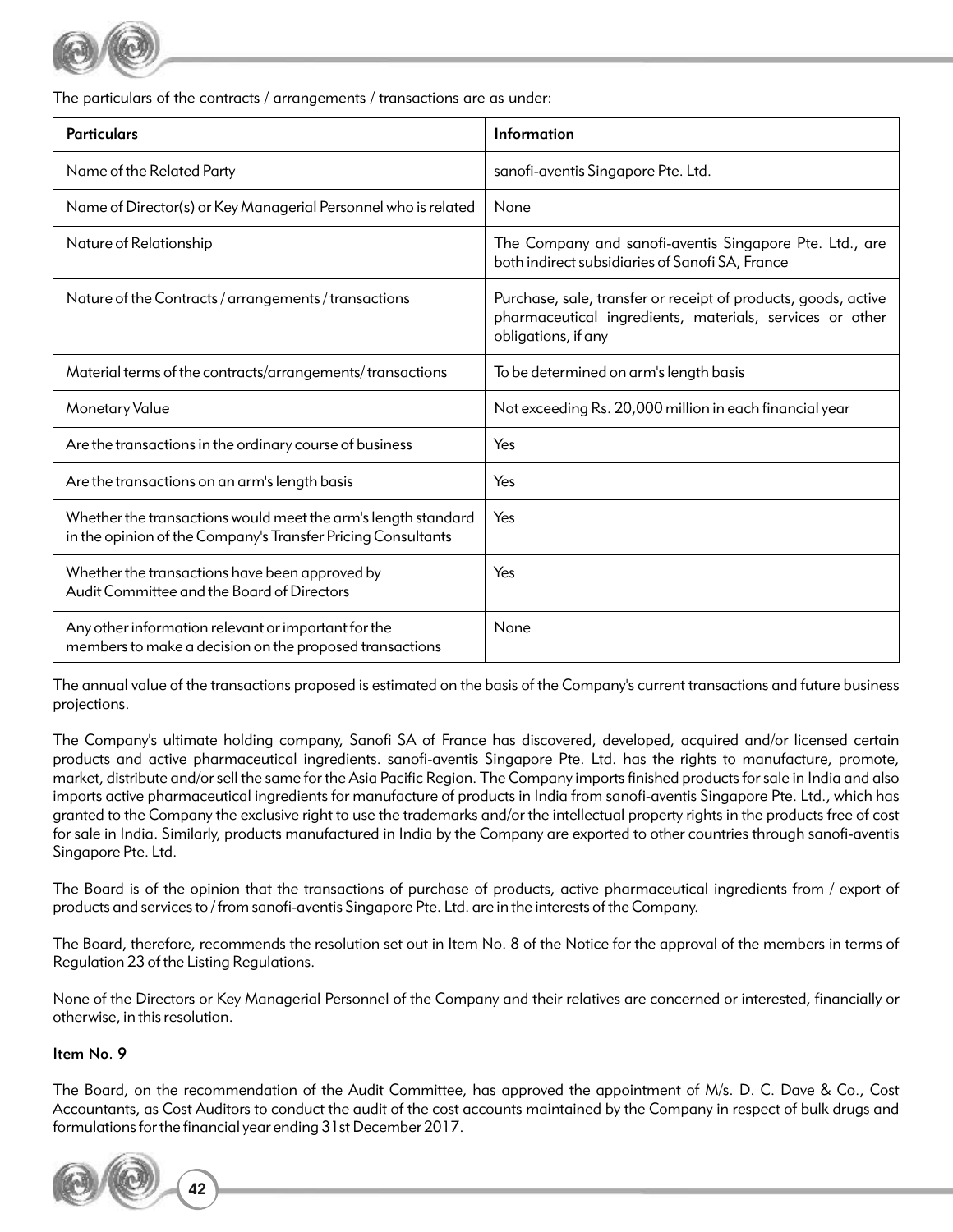The particulars of the contracts / arrangements / transactions are as under:

| Particulars | Information |
|---|---|
| Name of the Related Party | sanofi-aventis Singapore Pte. Ltd. |
| Name of Director(s) or Key Managerial Personnel who is related | None |
| Nature of Relationship | The Company and sanofi-aventis Singapore Pte. Ltd., are both indirect subsidiaries of Sanofi SA, France |
| Nature of the Contracts / arrangements / transactions | Purchase, sale, transfer or receipt of products, goods, active pharmaceutical ingredients, materials, services or other obligations, if any |
| Material terms of the contracts/arrangements/ transactions | To be determined on arm's length basis |
| Monetary Value | Not exceeding Rs. 20,000 million in each financial year |
| Are the transactions in the ordinary course of business | Yes |
| Are the transactions on an arm's length basis | Yes |
| Whether the transactions would meet the arm's length standard in the opinion of the Company's Transfer Pricing Consultants | Yes |
| Whether the transactions have been approved by Audit Committee and the Board of Directors | Yes |
| Any other information relevant or important for the members to make a decision on the proposed transactions | None |

The annual value of the transactions proposed is estimated on the basis of the Company's current transactions and future business projections.

The Company's ultimate holding company, Sanofi SA of France has discovered, developed, acquired and/or licensed certain products and active pharmaceutical ingredients. sanofi-aventis Singapore Pte. Ltd. has the rights to manufacture, promote, market, distribute and/or sell the same for the Asia Pacific Region. The Company imports finished products for sale in India and also imports active pharmaceutical ingredients for manufacture of products in India from sanofi-aventis Singapore Pte. Ltd., which has granted to the Company the exclusive right to use the trademarks and/or the intellectual property rights in the products free of cost for sale in India. Similarly, products manufactured in India by the Company are exported to other countries through sanofi-aventis Singapore Pte. Ltd.

The Board is of the opinion that the transactions of purchase of products, active pharmaceutical ingredients from / export of products and services to / from sanofi-aventis Singapore Pte. Ltd. are in the interests of the Company.

The Board, therefore, recommends the resolution set out in Item No. 8 of the Notice for the approval of the members in terms of Regulation 23 of the Listing Regulations.

None of the Directors or Key Managerial Personnel of the Company and their relatives are concerned or interested, financially or otherwise, in this resolution.

**Item No. 9**

The Board, on the recommendation of the Audit Committee, has approved the appointment of M/s. D. C. Dave & Co., Cost Accountants, as Cost Auditors to conduct the audit of the cost accounts maintained by the Company in respect of bulk drugs and formulations for the financial year ending 31st December 2017.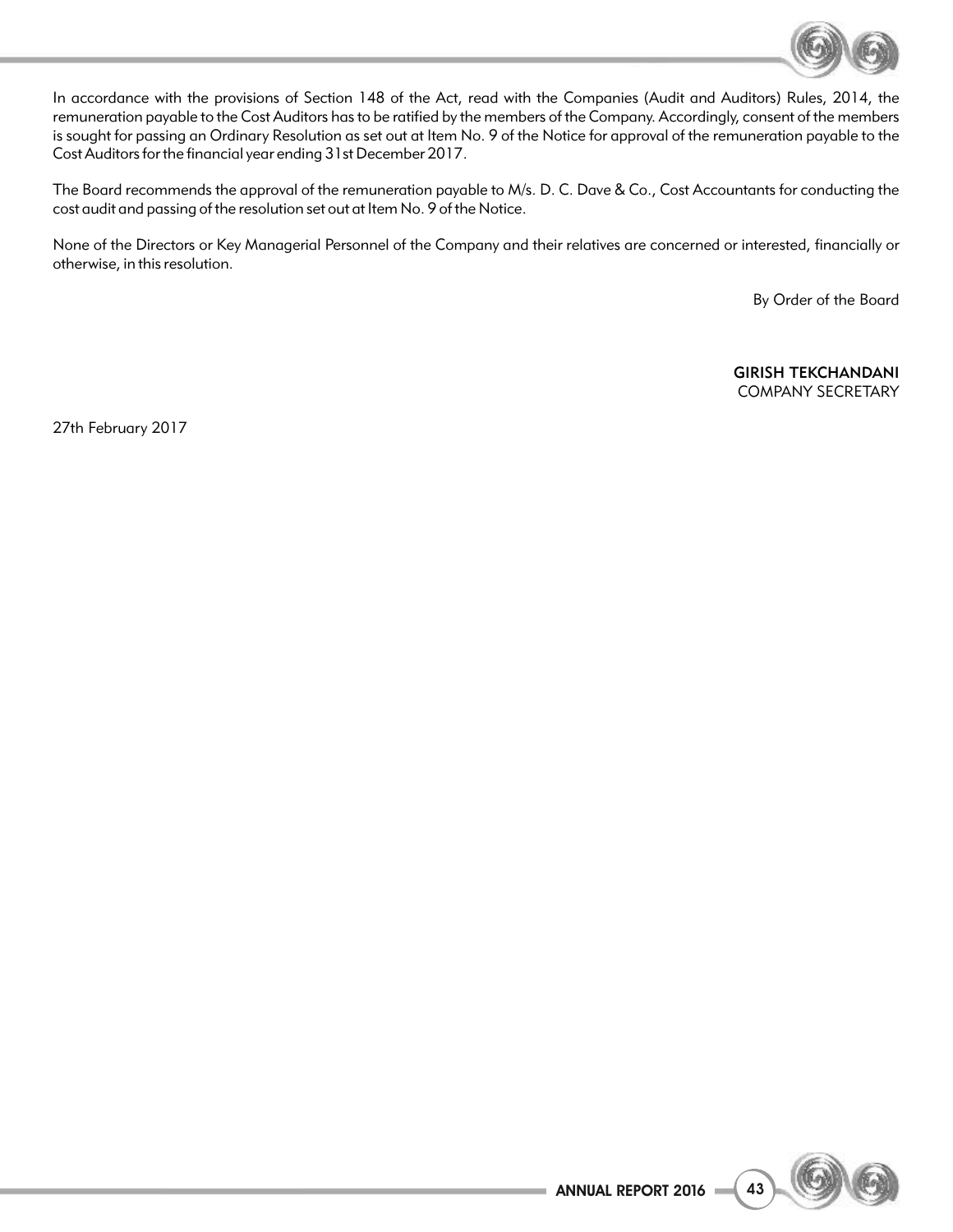In accordance with the provisions of Section 148 of the Act, read with the Companies (Audit and Auditors) Rules, 2014, the remuneration payable to the Cost Auditors has to be ratified by the members of the Company. Accordingly, consent of the members is sought for passing an Ordinary Resolution as set out at Item No. 9 of the Notice for approval of the remuneration payable to the Cost Auditors for the financial year ending 31st December 2017.

The Board recommends the approval of the remuneration payable to M/s. D. C. Dave & Co., Cost Accountants for conducting the cost audit and passing of the resolution set out at Item No. 9 of the Notice.

None of the Directors or Key Managerial Personnel of the Company and their relatives are concerned or interested, financially or otherwise, in this resolution.

By Order of the Board

**GIRISH TEKCHANDANI**
COMPANY SECRETARY

27th February 2017